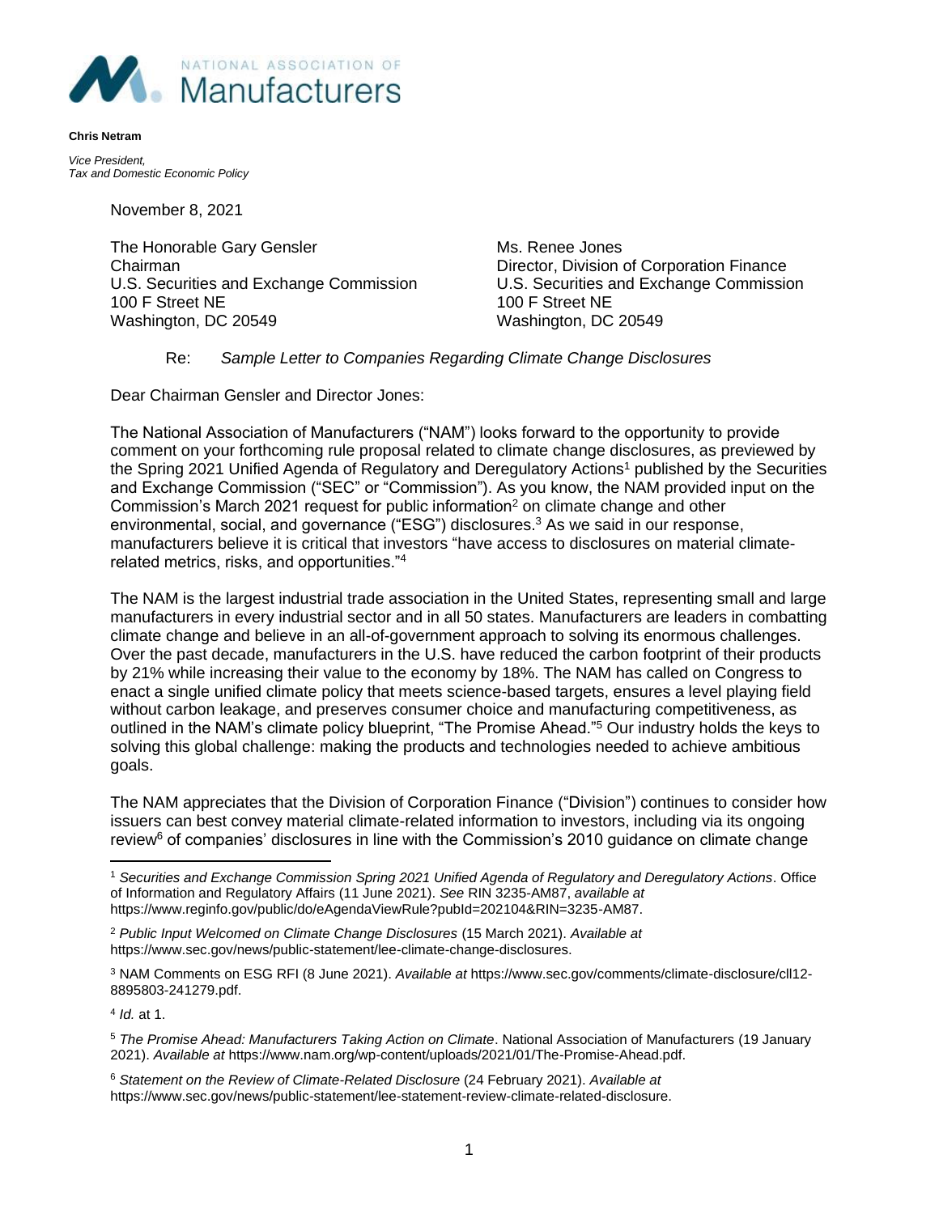NATIONAL ASSOCIATION OF Manufacturers

**Chris Netram**

*Vice President,*
*Tax and Domestic Economic Policy*

November 8, 2021

The Honorable Gary Gensler
Chairman
U.S. Securities and Exchange Commission
100 F Street NE
Washington, DC 20549

Ms. Renee Jones
Director, Division of Corporation Finance
U.S. Securities and Exchange Commission
100 F Street NE
Washington, DC 20549

Re: *Sample Letter to Companies Regarding Climate Change Disclosures*

Dear Chairman Gensler and Director Jones:

The National Association of Manufacturers ("NAM") looks forward to the opportunity to provide comment on your forthcoming rule proposal related to climate change disclosures, as previewed by the Spring 2021 Unified Agenda of Regulatory and Deregulatory Actions[1] published by the Securities and Exchange Commission ("SEC" or "Commission"). As you know, the NAM provided input on the Commission's March 2021 request for public information[2] on climate change and other environmental, social, and governance ("ESG") disclosures.[3] As we said in our response, manufacturers believe it is critical that investors "have access to disclosures on material climate-related metrics, risks, and opportunities."[4]

The NAM is the largest industrial trade association in the United States, representing small and large manufacturers in every industrial sector and in all 50 states. Manufacturers are leaders in combatting climate change and believe in an all-of-government approach to solving its enormous challenges. Over the past decade, manufacturers in the U.S. have reduced the carbon footprint of their products by 21% while increasing their value to the economy by 18%. The NAM has called on Congress to enact a single unified climate policy that meets science-based targets, ensures a level playing field without carbon leakage, and preserves consumer choice and manufacturing competitiveness, as outlined in the NAM's climate policy blueprint, "The Promise Ahead."[5] Our industry holds the keys to solving this global challenge: making the products and technologies needed to achieve ambitious goals.

The NAM appreciates that the Division of Corporation Finance ("Division") continues to consider how issuers can best convey material climate-related information to investors, including via its ongoing review[6] of companies' disclosures in line with the Commission's 2010 guidance on climate change

---

[1] *Securities and Exchange Commission Spring 2021 Unified Agenda of Regulatory and Deregulatory Actions*. Office of Information and Regulatory Affairs (11 June 2021). *See* RIN 3235-AM87, *available at* https://www.reginfo.gov/public/do/eAgendaViewRule?pubId=202104&RIN=3235-AM87.

[2] *Public Input Welcomed on Climate Change Disclosures* (15 March 2021). *Available at* https://www.sec.gov/news/public-statement/lee-climate-change-disclosures.

[3] NAM Comments on ESG RFI (8 June 2021). *Available at* https://www.sec.gov/comments/climate-disclosure/cll12-8895803-241279.pdf.

[4] *Id.* at 1.

[5] *The Promise Ahead: Manufacturers Taking Action on Climate*. National Association of Manufacturers (19 January 2021). *Available at* https://www.nam.org/wp-content/uploads/2021/01/The-Promise-Ahead.pdf.

[6] *Statement on the Review of Climate-Related Disclosure* (24 February 2021). *Available at* https://www.sec.gov/news/public-statement/lee-statement-review-climate-related-disclosure.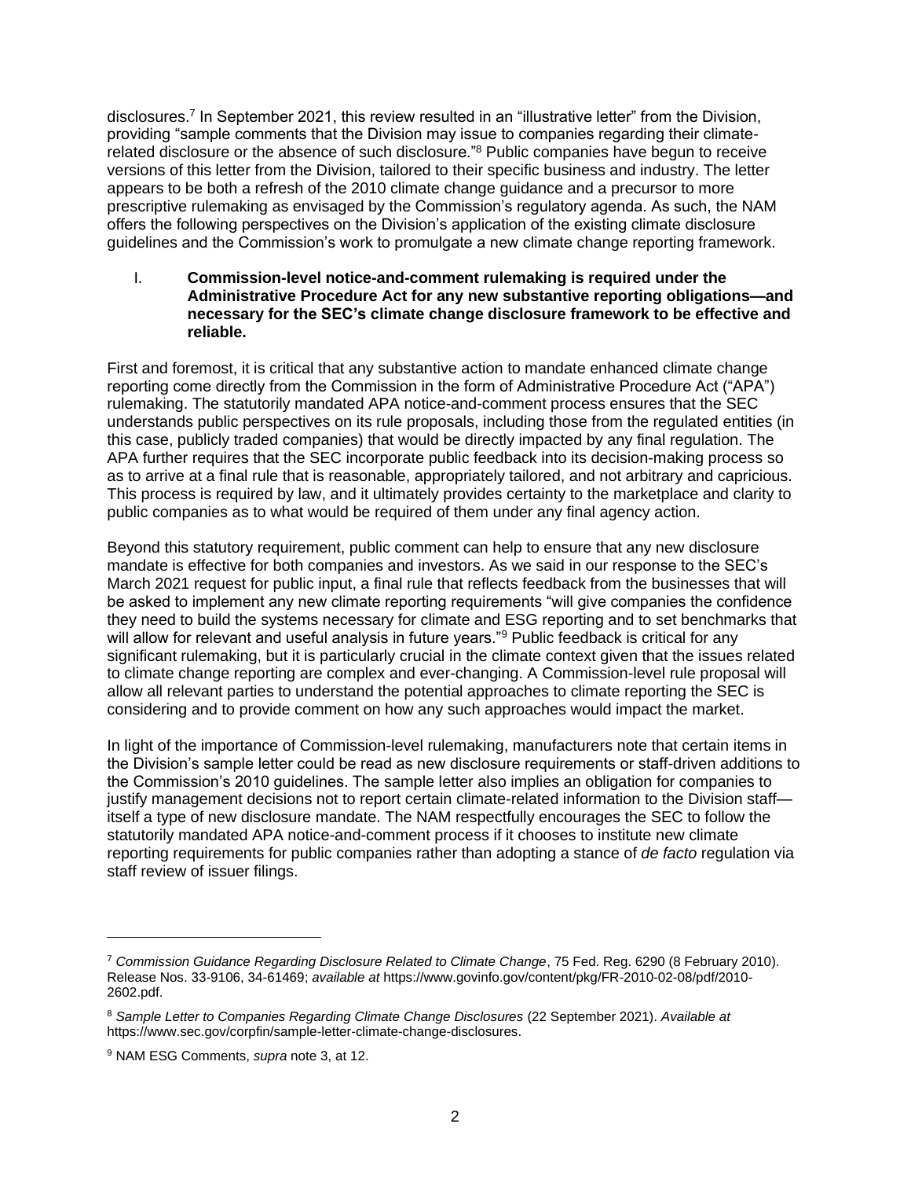disclosures.[7] In September 2021, this review resulted in an "illustrative letter" from the Division, providing "sample comments that the Division may issue to companies regarding their climate-related disclosure or the absence of such disclosure."[8] Public companies have begun to receive versions of this letter from the Division, tailored to their specific business and industry. The letter appears to be both a refresh of the 2010 climate change guidance and a precursor to more prescriptive rulemaking as envisaged by the Commission's regulatory agenda. As such, the NAM offers the following perspectives on the Division's application of the existing climate disclosure guidelines and the Commission's work to promulgate a new climate change reporting framework.

## I. Commission-level notice-and-comment rulemaking is required under the Administrative Procedure Act for any new substantive reporting obligations—and necessary for the SEC's climate change disclosure framework to be effective and reliable.

First and foremost, it is critical that any substantive action to mandate enhanced climate change reporting come directly from the Commission in the form of Administrative Procedure Act ("APA") rulemaking. The statutorily mandated APA notice-and-comment process ensures that the SEC understands public perspectives on its rule proposals, including those from the regulated entities (in this case, publicly traded companies) that would be directly impacted by any final regulation. The APA further requires that the SEC incorporate public feedback into its decision-making process so as to arrive at a final rule that is reasonable, appropriately tailored, and not arbitrary and capricious. This process is required by law, and it ultimately provides certainty to the marketplace and clarity to public companies as to what would be required of them under any final agency action.

Beyond this statutory requirement, public comment can help to ensure that any new disclosure mandate is effective for both companies and investors. As we said in our response to the SEC's March 2021 request for public input, a final rule that reflects feedback from the businesses that will be asked to implement any new climate reporting requirements "will give companies the confidence they need to build the systems necessary for climate and ESG reporting and to set benchmarks that will allow for relevant and useful analysis in future years."[9] Public feedback is critical for any significant rulemaking, but it is particularly crucial in the climate context given that the issues related to climate change reporting are complex and ever-changing. A Commission-level rule proposal will allow all relevant parties to understand the potential approaches to climate reporting the SEC is considering and to provide comment on how any such approaches would impact the market.

In light of the importance of Commission-level rulemaking, manufacturers note that certain items in the Division's sample letter could be read as new disclosure requirements or staff-driven additions to the Commission's 2010 guidelines. The sample letter also implies an obligation for companies to justify management decisions not to report certain climate-related information to the Division staff—itself a type of new disclosure mandate. The NAM respectfully encourages the SEC to follow the statutorily mandated APA notice-and-comment process if it chooses to institute new climate reporting requirements for public companies rather than adopting a stance of *de facto* regulation via staff review of issuer filings.

---

[7] *Commission Guidance Regarding Disclosure Related to Climate Change*, 75 Fed. Reg. 6290 (8 February 2010). Release Nos. 33-9106, 34-61469; *available at* https://www.govinfo.gov/content/pkg/FR-2010-02-08/pdf/2010-2602.pdf.

[8] *Sample Letter to Companies Regarding Climate Change Disclosures* (22 September 2021). *Available at* https://www.sec.gov/corpfin/sample-letter-climate-change-disclosures.

[9] NAM ESG Comments, *supra* note 3, at 12.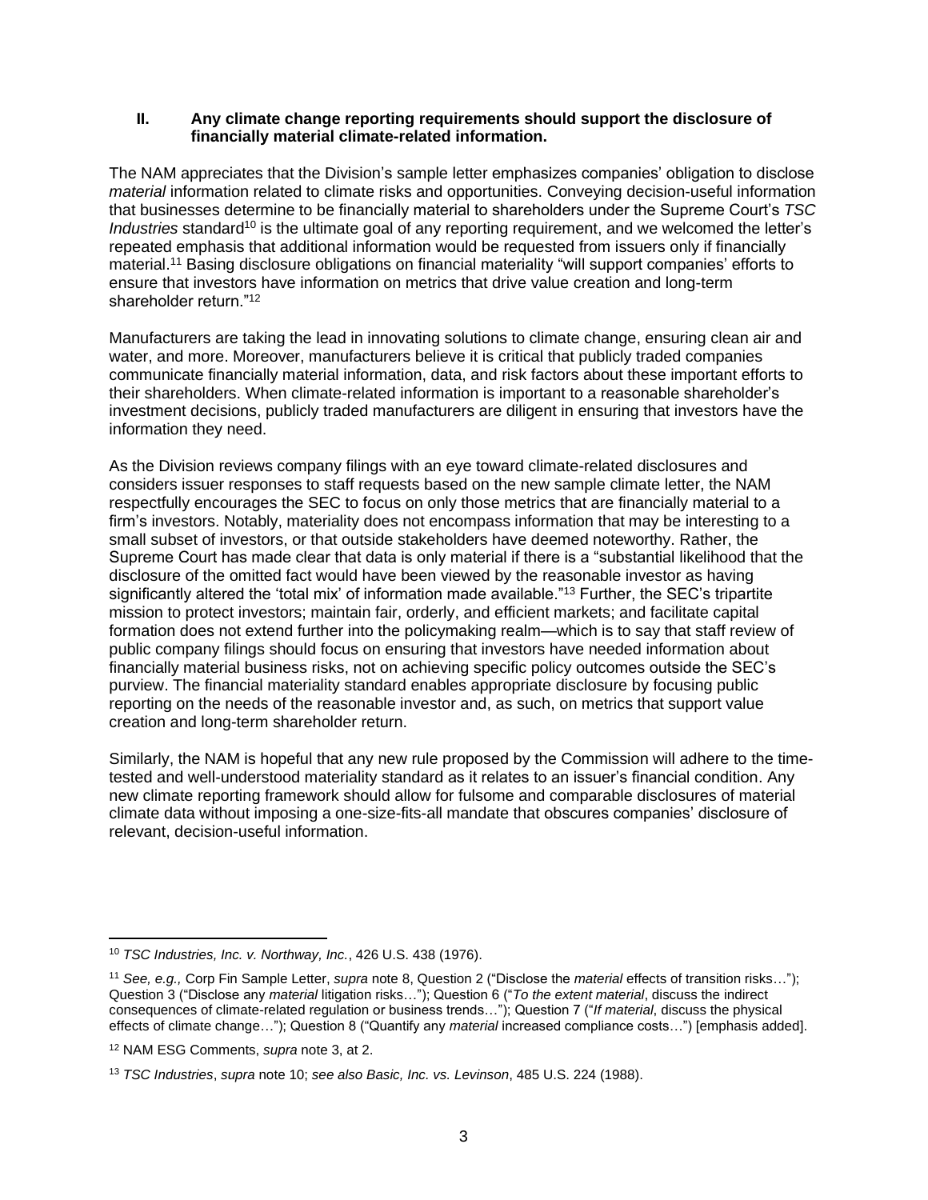## II. Any climate change reporting requirements should support the disclosure of financially material climate-related information.

The NAM appreciates that the Division's sample letter emphasizes companies' obligation to disclose *material* information related to climate risks and opportunities. Conveying decision-useful information that businesses determine to be financially material to shareholders under the Supreme Court's *TSC Industries* standard[10] is the ultimate goal of any reporting requirement, and we welcomed the letter's repeated emphasis that additional information would be requested from issuers only if financially material.[11] Basing disclosure obligations on financial materiality "will support companies' efforts to ensure that investors have information on metrics that drive value creation and long-term shareholder return."[12]

Manufacturers are taking the lead in innovating solutions to climate change, ensuring clean air and water, and more. Moreover, manufacturers believe it is critical that publicly traded companies communicate financially material information, data, and risk factors about these important efforts to their shareholders. When climate-related information is important to a reasonable shareholder's investment decisions, publicly traded manufacturers are diligent in ensuring that investors have the information they need.

As the Division reviews company filings with an eye toward climate-related disclosures and considers issuer responses to staff requests based on the new sample climate letter, the NAM respectfully encourages the SEC to focus on only those metrics that are financially material to a firm's investors. Notably, materiality does not encompass information that may be interesting to a small subset of investors, or that outside stakeholders have deemed noteworthy. Rather, the Supreme Court has made clear that data is only material if there is a "substantial likelihood that the disclosure of the omitted fact would have been viewed by the reasonable investor as having significantly altered the 'total mix' of information made available."[13] Further, the SEC's tripartite mission to protect investors; maintain fair, orderly, and efficient markets; and facilitate capital formation does not extend further into the policymaking realm—which is to say that staff review of public company filings should focus on ensuring that investors have needed information about financially material business risks, not on achieving specific policy outcomes outside the SEC's purview. The financial materiality standard enables appropriate disclosure by focusing public reporting on the needs of the reasonable investor and, as such, on metrics that support value creation and long-term shareholder return.

Similarly, the NAM is hopeful that any new rule proposed by the Commission will adhere to the time-tested and well-understood materiality standard as it relates to an issuer's financial condition. Any new climate reporting framework should allow for fulsome and comparable disclosures of material climate data without imposing a one-size-fits-all mandate that obscures companies' disclosure of relevant, decision-useful information.

---

[10] *TSC Industries, Inc. v. Northway, Inc.*, 426 U.S. 438 (1976).

[11] *See, e.g.,* Corp Fin Sample Letter, *supra* note 8, Question 2 ("Disclose the *material* effects of transition risks…"); Question 3 ("Disclose any *material* litigation risks…"); Question 6 ("*To the extent material*, discuss the indirect consequences of climate-related regulation or business trends…"); Question 7 ("*If material*, discuss the physical effects of climate change…"); Question 8 ("Quantify any *material* increased compliance costs…") [emphasis added].

[12] NAM ESG Comments, *supra* note 3, at 2.

[13] *TSC Industries*, *supra* note 10; *see also Basic, Inc. vs. Levinson*, 485 U.S. 224 (1988).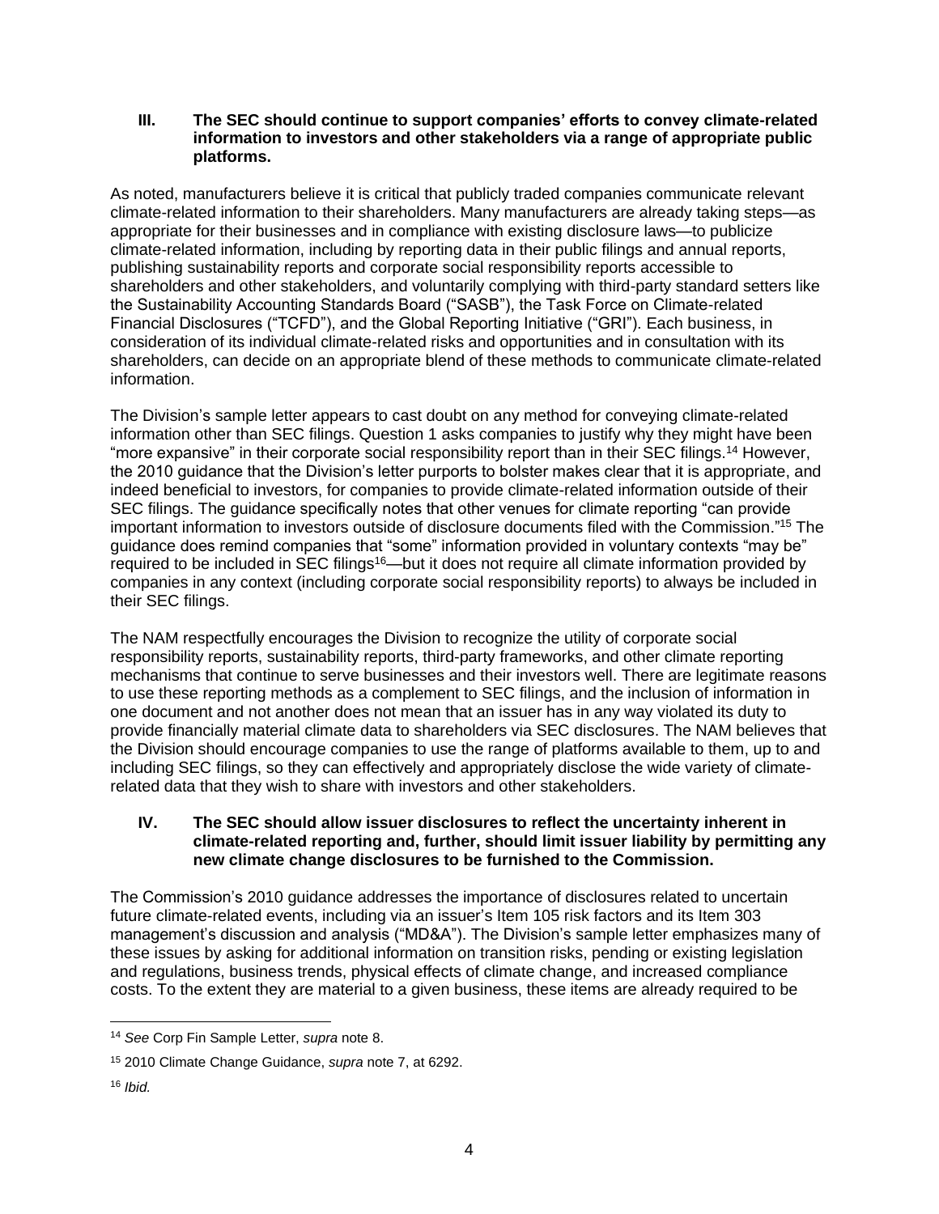### III. The SEC should continue to support companies' efforts to convey climate-related information to investors and other stakeholders via a range of appropriate public platforms.

As noted, manufacturers believe it is critical that publicly traded companies communicate relevant climate-related information to their shareholders. Many manufacturers are already taking steps—as appropriate for their businesses and in compliance with existing disclosure laws—to publicize climate-related information, including by reporting data in their public filings and annual reports, publishing sustainability reports and corporate social responsibility reports accessible to shareholders and other stakeholders, and voluntarily complying with third-party standard setters like the Sustainability Accounting Standards Board ("SASB"), the Task Force on Climate-related Financial Disclosures ("TCFD"), and the Global Reporting Initiative ("GRI"). Each business, in consideration of its individual climate-related risks and opportunities and in consultation with its shareholders, can decide on an appropriate blend of these methods to communicate climate-related information.

The Division's sample letter appears to cast doubt on any method for conveying climate-related information other than SEC filings. Question 1 asks companies to justify why they might have been "more expansive" in their corporate social responsibility report than in their SEC filings.[14] However, the 2010 guidance that the Division's letter purports to bolster makes clear that it is appropriate, and indeed beneficial to investors, for companies to provide climate-related information outside of their SEC filings. The guidance specifically notes that other venues for climate reporting "can provide important information to investors outside of disclosure documents filed with the Commission."[15] The guidance does remind companies that "some" information provided in voluntary contexts "may be" required to be included in SEC filings[16]—but it does not require all climate information provided by companies in any context (including corporate social responsibility reports) to always be included in their SEC filings.

The NAM respectfully encourages the Division to recognize the utility of corporate social responsibility reports, sustainability reports, third-party frameworks, and other climate reporting mechanisms that continue to serve businesses and their investors well. There are legitimate reasons to use these reporting methods as a complement to SEC filings, and the inclusion of information in one document and not another does not mean that an issuer has in any way violated its duty to provide financially material climate data to shareholders via SEC disclosures. The NAM believes that the Division should encourage companies to use the range of platforms available to them, up to and including SEC filings, so they can effectively and appropriately disclose the wide variety of climate-related data that they wish to share with investors and other stakeholders.

### IV. The SEC should allow issuer disclosures to reflect the uncertainty inherent in climate-related reporting and, further, should limit issuer liability by permitting any new climate change disclosures to be furnished to the Commission.

The Commission's 2010 guidance addresses the importance of disclosures related to uncertain future climate-related events, including via an issuer's Item 105 risk factors and its Item 303 management's discussion and analysis ("MD&A"). The Division's sample letter emphasizes many of these issues by asking for additional information on transition risks, pending or existing legislation and regulations, business trends, physical effects of climate change, and increased compliance costs. To the extent they are material to a given business, these items are already required to be

---

[14] *See* Corp Fin Sample Letter, *supra* note 8.

[15] 2010 Climate Change Guidance, *supra* note 7, at 6292.

[16] *Ibid.*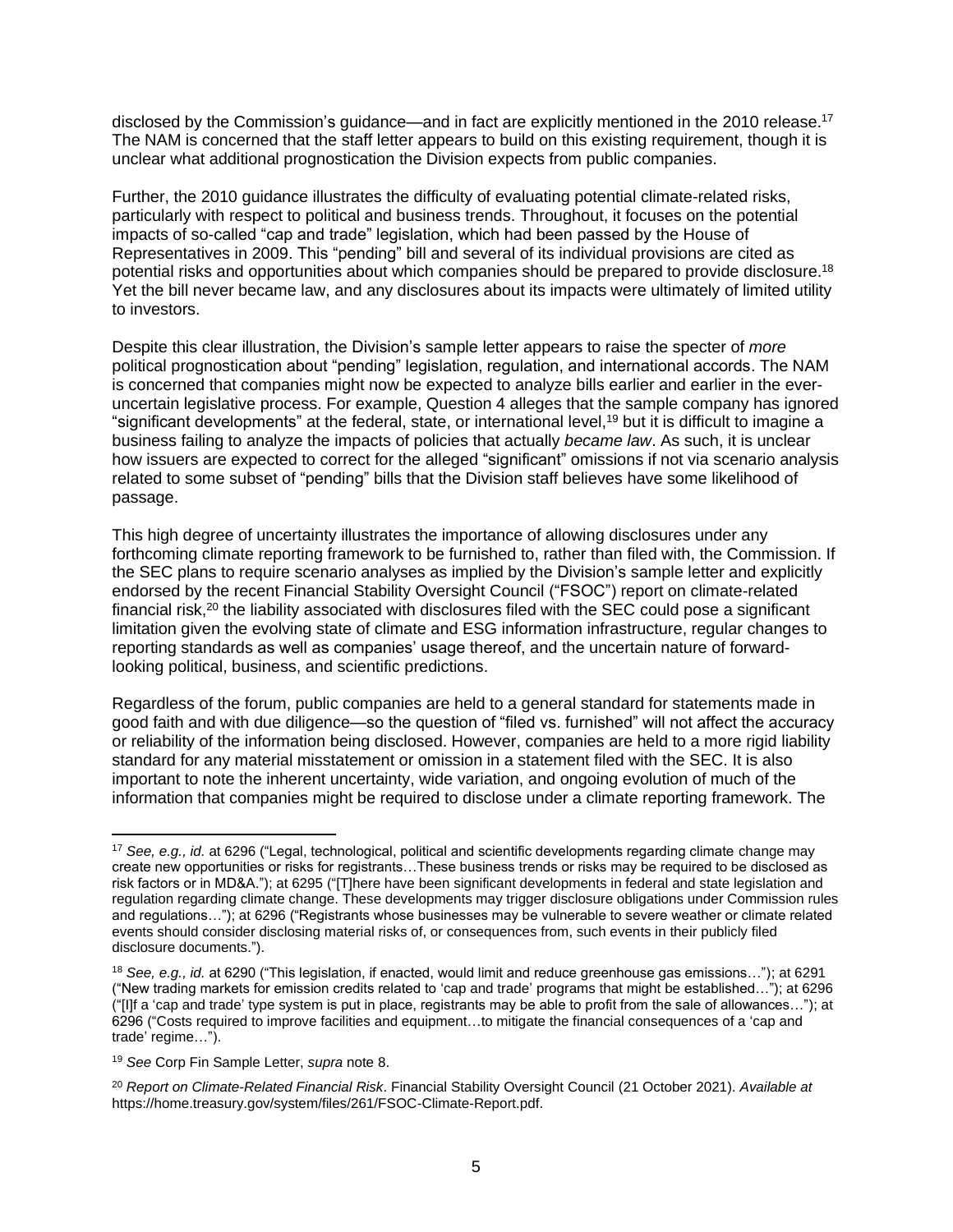disclosed by the Commission's guidance—and in fact are explicitly mentioned in the 2010 release.[17] The NAM is concerned that the staff letter appears to build on this existing requirement, though it is unclear what additional prognostication the Division expects from public companies.

Further, the 2010 guidance illustrates the difficulty of evaluating potential climate-related risks, particularly with respect to political and business trends. Throughout, it focuses on the potential impacts of so-called "cap and trade" legislation, which had been passed by the House of Representatives in 2009. This "pending" bill and several of its individual provisions are cited as potential risks and opportunities about which companies should be prepared to provide disclosure.[18] Yet the bill never became law, and any disclosures about its impacts were ultimately of limited utility to investors.

Despite this clear illustration, the Division's sample letter appears to raise the specter of *more* political prognostication about "pending" legislation, regulation, and international accords. The NAM is concerned that companies might now be expected to analyze bills earlier and earlier in the ever-uncertain legislative process. For example, Question 4 alleges that the sample company has ignored "significant developments" at the federal, state, or international level,[19] but it is difficult to imagine a business failing to analyze the impacts of policies that actually *became law*. As such, it is unclear how issuers are expected to correct for the alleged "significant" omissions if not via scenario analysis related to some subset of "pending" bills that the Division staff believes have some likelihood of passage.

This high degree of uncertainty illustrates the importance of allowing disclosures under any forthcoming climate reporting framework to be furnished to, rather than filed with, the Commission. If the SEC plans to require scenario analyses as implied by the Division's sample letter and explicitly endorsed by the recent Financial Stability Oversight Council ("FSOC") report on climate-related financial risk,[20] the liability associated with disclosures filed with the SEC could pose a significant limitation given the evolving state of climate and ESG information infrastructure, regular changes to reporting standards as well as companies' usage thereof, and the uncertain nature of forward-looking political, business, and scientific predictions.

Regardless of the forum, public companies are held to a general standard for statements made in good faith and with due diligence—so the question of "filed vs. furnished" will not affect the accuracy or reliability of the information being disclosed. However, companies are held to a more rigid liability standard for any material misstatement or omission in a statement filed with the SEC. It is also important to note the inherent uncertainty, wide variation, and ongoing evolution of much of the information that companies might be required to disclose under a climate reporting framework. The

---

[17] *See, e.g., id.* at 6296 ("Legal, technological, political and scientific developments regarding climate change may create new opportunities or risks for registrants…These business trends or risks may be required to be disclosed as risk factors or in MD&A."); at 6295 ("[T]here have been significant developments in federal and state legislation and regulation regarding climate change. These developments may trigger disclosure obligations under Commission rules and regulations…"); at 6296 ("Registrants whose businesses may be vulnerable to severe weather or climate related events should consider disclosing material risks of, or consequences from, such events in their publicly filed disclosure documents.").

[18] *See, e.g., id.* at 6290 ("This legislation, if enacted, would limit and reduce greenhouse gas emissions…"); at 6291 ("New trading markets for emission credits related to 'cap and trade' programs that might be established…"); at 6296 ("[I]f a 'cap and trade' type system is put in place, registrants may be able to profit from the sale of allowances…"); at 6296 ("Costs required to improve facilities and equipment…to mitigate the financial consequences of a 'cap and trade' regime…").

[19] *See* Corp Fin Sample Letter, *supra* note 8.

[20] *Report on Climate-Related Financial Risk*. Financial Stability Oversight Council (21 October 2021). *Available at* https://home.treasury.gov/system/files/261/FSOC-Climate-Report.pdf.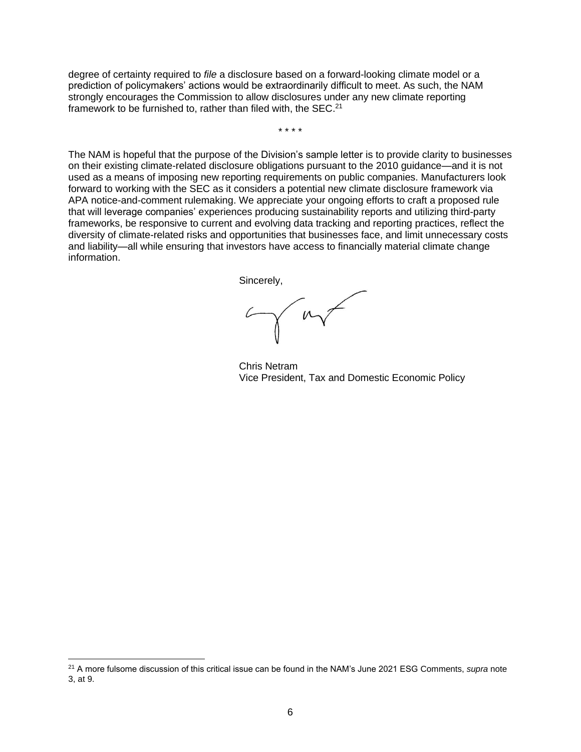degree of certainty required to *file* a disclosure based on a forward-looking climate model or a prediction of policymakers' actions would be extraordinarily difficult to meet. As such, the NAM strongly encourages the Commission to allow disclosures under any new climate reporting framework to be furnished to, rather than filed with, the SEC.[21]

\* \* \* \*

The NAM is hopeful that the purpose of the Division's sample letter is to provide clarity to businesses on their existing climate-related disclosure obligations pursuant to the 2010 guidance—and it is not used as a means of imposing new reporting requirements on public companies. Manufacturers look forward to working with the SEC as it considers a potential new climate disclosure framework via APA notice-and-comment rulemaking. We appreciate your ongoing efforts to craft a proposed rule that will leverage companies' experiences producing sustainability reports and utilizing third-party frameworks, be responsive to current and evolving data tracking and reporting practices, reflect the diversity of climate-related risks and opportunities that businesses face, and limit unnecessary costs and liability—all while ensuring that investors have access to financially material climate change information.

Sincerely,

Chris Netram
Vice President, Tax and Domestic Economic Policy

---

[21] A more fulsome discussion of this critical issue can be found in the NAM's June 2021 ESG Comments, *supra* note 3, at 9.